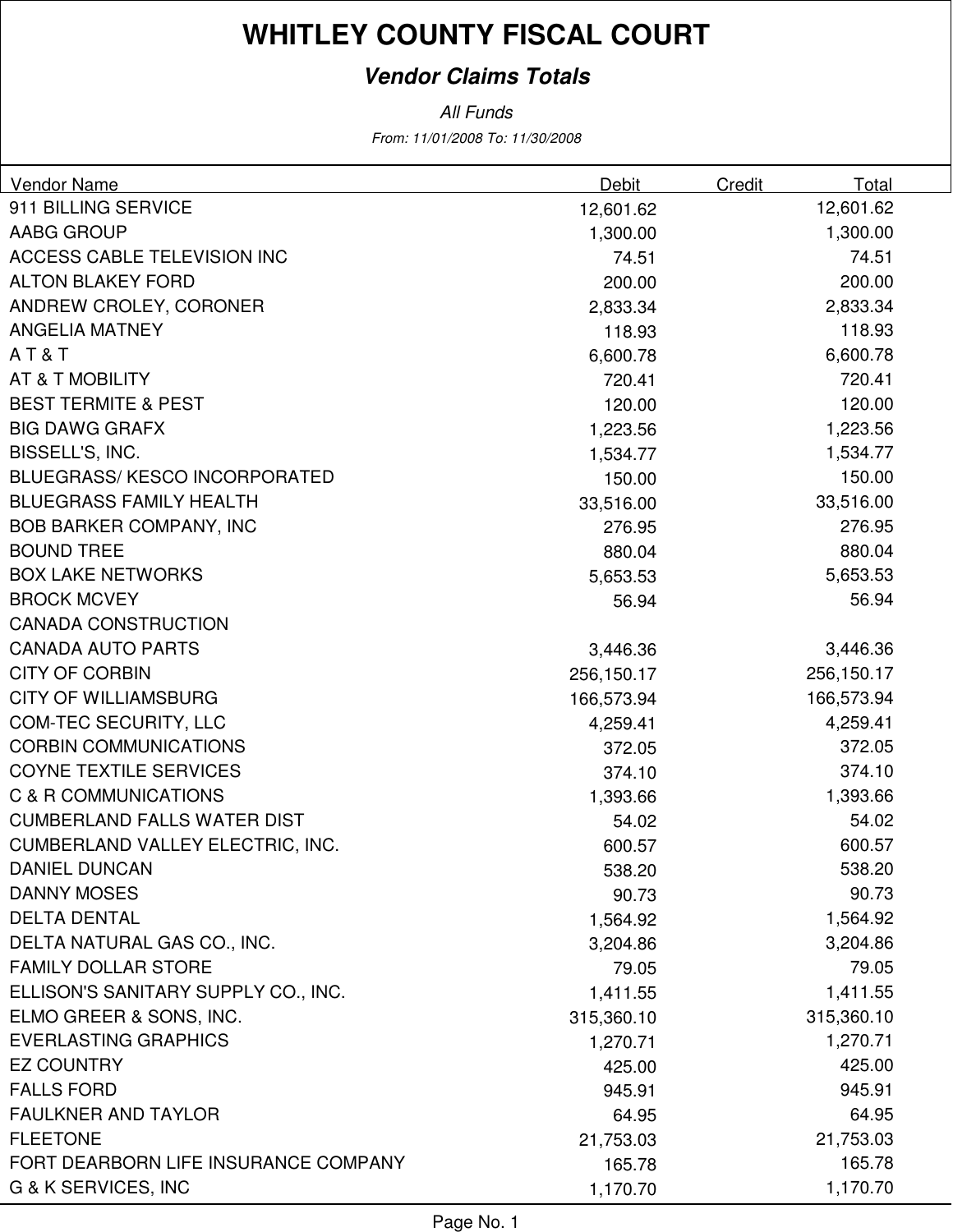# WHITLEY COUNTY FISCAL COURT

## *Vendor Claims Totals*

*All Funds*

*From: 11/01/2008 To: 11/30/2008*

| Vendor Name | Debit | Credit | Total |
|---|---|---|---|
| 911 BILLING SERVICE | 12,601.62 | | 12,601.62 |
| AABG GROUP | 1,300.00 | | 1,300.00 |
| ACCESS CABLE TELEVISION INC | 74.51 | | 74.51 |
| ALTON BLAKEY FORD | 200.00 | | 200.00 |
| ANDREW CROLEY, CORONER | 2,833.34 | | 2,833.34 |
| ANGELIA MATNEY | 118.93 | | 118.93 |
| A T & T | 6,600.78 | | 6,600.78 |
| AT & T MOBILITY | 720.41 | | 720.41 |
| BEST TERMITE & PEST | 120.00 | | 120.00 |
| BIG DAWG GRAFX | 1,223.56 | | 1,223.56 |
| BISSELL'S, INC. | 1,534.77 | | 1,534.77 |
| BLUEGRASS/ KESCO INCORPORATED | 150.00 | | 150.00 |
| BLUEGRASS FAMILY HEALTH | 33,516.00 | | 33,516.00 |
| BOB BARKER COMPANY, INC | 276.95 | | 276.95 |
| BOUND TREE | 880.04 | | 880.04 |
| BOX LAKE NETWORKS | 5,653.53 | | 5,653.53 |
| BROCK MCVEY | 56.94 | | 56.94 |
| CANADA CONSTRUCTION | | | |
| CANADA AUTO PARTS | 3,446.36 | | 3,446.36 |
| CITY OF CORBIN | 256,150.17 | | 256,150.17 |
| CITY OF WILLIAMSBURG | 166,573.94 | | 166,573.94 |
| COM-TEC SECURITY, LLC | 4,259.41 | | 4,259.41 |
| CORBIN COMMUNICATIONS | 372.05 | | 372.05 |
| COYNE TEXTILE SERVICES | 374.10 | | 374.10 |
| C & R COMMUNICATIONS | 1,393.66 | | 1,393.66 |
| CUMBERLAND FALLS WATER DIST | 54.02 | | 54.02 |
| CUMBERLAND VALLEY ELECTRIC, INC. | 600.57 | | 600.57 |
| DANIEL DUNCAN | 538.20 | | 538.20 |
| DANNY MOSES | 90.73 | | 90.73 |
| DELTA DENTAL | 1,564.92 | | 1,564.92 |
| DELTA NATURAL GAS CO., INC. | 3,204.86 | | 3,204.86 |
| FAMILY DOLLAR STORE | 79.05 | | 79.05 |
| ELLISON'S SANITARY SUPPLY CO., INC. | 1,411.55 | | 1,411.55 |
| ELMO GREER & SONS, INC. | 315,360.10 | | 315,360.10 |
| EVERLASTING GRAPHICS | 1,270.71 | | 1,270.71 |
| EZ COUNTRY | 425.00 | | 425.00 |
| FALLS FORD | 945.91 | | 945.91 |
| FAULKNER AND TAYLOR | 64.95 | | 64.95 |
| FLEETONE | 21,753.03 | | 21,753.03 |
| FORT DEARBORN LIFE INSURANCE COMPANY | 165.78 | | 165.78 |
| G & K SERVICES, INC | 1,170.70 | | 1,170.70 |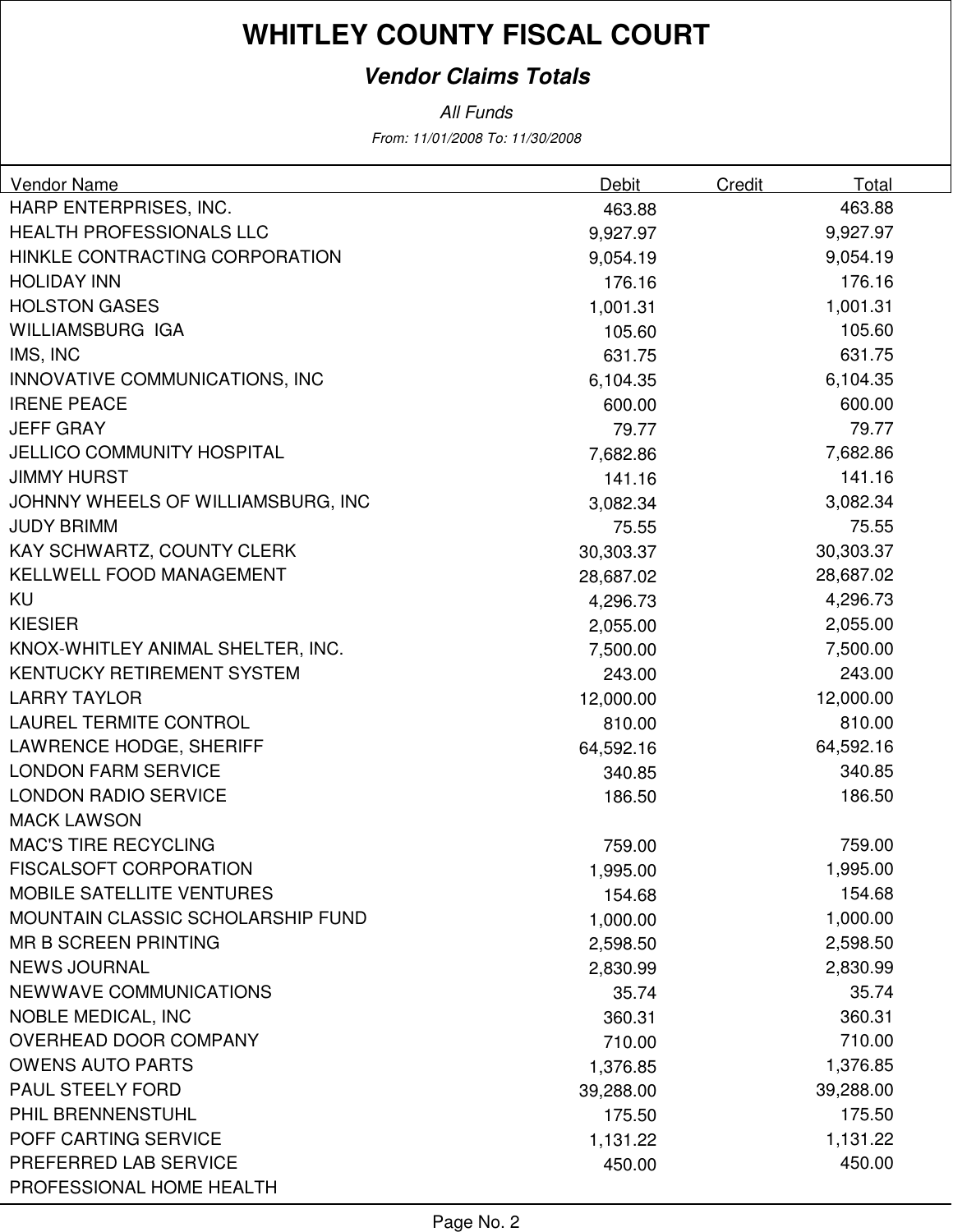# WHITLEY COUNTY FISCAL COURT

***Vendor Claims Totals***

*All Funds*

*From: 11/01/2008 To: 11/30/2008*

| Vendor Name | Debit | Credit | Total |
|---|---|---|---|
| HARP ENTERPRISES, INC. | 463.88 | | 463.88 |
| HEALTH PROFESSIONALS LLC | 9,927.97 | | 9,927.97 |
| HINKLE CONTRACTING CORPORATION | 9,054.19 | | 9,054.19 |
| HOLIDAY INN | 176.16 | | 176.16 |
| HOLSTON GASES | 1,001.31 | | 1,001.31 |
| WILLIAMSBURG IGA | 105.60 | | 105.60 |
| IMS, INC | 631.75 | | 631.75 |
| INNOVATIVE COMMUNICATIONS, INC | 6,104.35 | | 6,104.35 |
| IRENE PEACE | 600.00 | | 600.00 |
| JEFF GRAY | 79.77 | | 79.77 |
| JELLICO COMMUNITY HOSPITAL | 7,682.86 | | 7,682.86 |
| JIMMY HURST | 141.16 | | 141.16 |
| JOHNNY WHEELS OF WILLIAMSBURG, INC | 3,082.34 | | 3,082.34 |
| JUDY BRIMM | 75.55 | | 75.55 |
| KAY SCHWARTZ, COUNTY CLERK | 30,303.37 | | 30,303.37 |
| KELLWELL FOOD MANAGEMENT | 28,687.02 | | 28,687.02 |
| KU | 4,296.73 | | 4,296.73 |
| KIESIER | 2,055.00 | | 2,055.00 |
| KNOX-WHITLEY ANIMAL SHELTER, INC. | 7,500.00 | | 7,500.00 |
| KENTUCKY RETIREMENT SYSTEM | 243.00 | | 243.00 |
| LARRY TAYLOR | 12,000.00 | | 12,000.00 |
| LAUREL TERMITE CONTROL | 810.00 | | 810.00 |
| LAWRENCE HODGE, SHERIFF | 64,592.16 | | 64,592.16 |
| LONDON FARM SERVICE | 340.85 | | 340.85 |
| LONDON RADIO SERVICE | 186.50 | | 186.50 |
| MACK LAWSON | | | |
| MAC'S TIRE RECYCLING | 759.00 | | 759.00 |
| FISCALSOFT CORPORATION | 1,995.00 | | 1,995.00 |
| MOBILE SATELLITE VENTURES | 154.68 | | 154.68 |
| MOUNTAIN CLASSIC SCHOLARSHIP FUND | 1,000.00 | | 1,000.00 |
| MR B SCREEN PRINTING | 2,598.50 | | 2,598.50 |
| NEWS JOURNAL | 2,830.99 | | 2,830.99 |
| NEWWAVE COMMUNICATIONS | 35.74 | | 35.74 |
| NOBLE MEDICAL, INC | 360.31 | | 360.31 |
| OVERHEAD DOOR COMPANY | 710.00 | | 710.00 |
| OWENS AUTO PARTS | 1,376.85 | | 1,376.85 |
| PAUL STEELY FORD | 39,288.00 | | 39,288.00 |
| PHIL BRENNENSTUHL | 175.50 | | 175.50 |
| POFF CARTING SERVICE | 1,131.22 | | 1,131.22 |
| PREFERRED LAB SERVICE | 450.00 | | 450.00 |
| PROFESSIONAL HOME HEALTH | | | |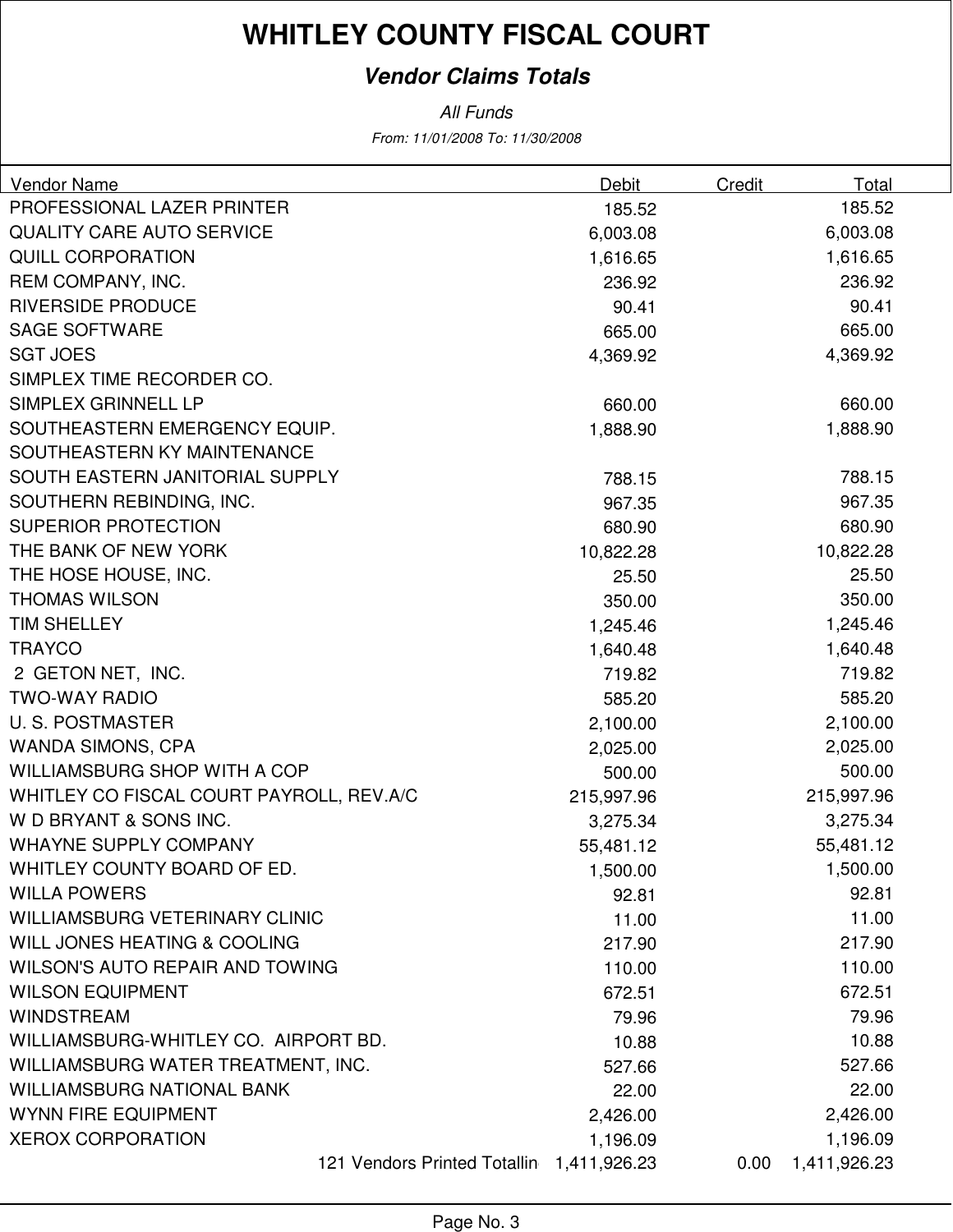# WHITLEY COUNTY FISCAL COURT

***Vendor Claims Totals***

*All Funds*

*From: 11/01/2008 To: 11/30/2008*

| Vendor Name | Debit | Credit | Total |
|---|---|---|---|
| PROFESSIONAL LAZER PRINTER | 185.52 | | 185.52 |
| QUALITY CARE AUTO SERVICE | 6,003.08 | | 6,003.08 |
| QUILL CORPORATION | 1,616.65 | | 1,616.65 |
| REM COMPANY, INC. | 236.92 | | 236.92 |
| RIVERSIDE PRODUCE | 90.41 | | 90.41 |
| SAGE SOFTWARE | 665.00 | | 665.00 |
| SGT JOES | 4,369.92 | | 4,369.92 |
| SIMPLEX TIME RECORDER CO. | | | |
| SIMPLEX GRINNELL LP | 660.00 | | 660.00 |
| SOUTHEASTERN EMERGENCY EQUIP. | 1,888.90 | | 1,888.90 |
| SOUTHEASTERN KY MAINTENANCE | | | |
| SOUTH EASTERN JANITORIAL SUPPLY | 788.15 | | 788.15 |
| SOUTHERN REBINDING, INC. | 967.35 | | 967.35 |
| SUPERIOR PROTECTION | 680.90 | | 680.90 |
| THE BANK OF NEW YORK | 10,822.28 | | 10,822.28 |
| THE HOSE HOUSE, INC. | 25.50 | | 25.50 |
| THOMAS WILSON | 350.00 | | 350.00 |
| TIM SHELLEY | 1,245.46 | | 1,245.46 |
| TRAYCO | 1,640.48 | | 1,640.48 |
| 2 GETON NET, INC. | 719.82 | | 719.82 |
| TWO-WAY RADIO | 585.20 | | 585.20 |
| U. S. POSTMASTER | 2,100.00 | | 2,100.00 |
| WANDA SIMONS, CPA | 2,025.00 | | 2,025.00 |
| WILLIAMSBURG SHOP WITH A COP | 500.00 | | 500.00 |
| WHITLEY CO FISCAL COURT PAYROLL, REV.A/C | 215,997.96 | | 215,997.96 |
| W D BRYANT & SONS INC. | 3,275.34 | | 3,275.34 |
| WHAYNE SUPPLY COMPANY | 55,481.12 | | 55,481.12 |
| WHITLEY COUNTY BOARD OF ED. | 1,500.00 | | 1,500.00 |
| WILLA POWERS | 92.81 | | 92.81 |
| WILLIAMSBURG VETERINARY CLINIC | 11.00 | | 11.00 |
| WILL JONES HEATING & COOLING | 217.90 | | 217.90 |
| WILSON'S AUTO REPAIR AND TOWING | 110.00 | | 110.00 |
| WILSON EQUIPMENT | 672.51 | | 672.51 |
| WINDSTREAM | 79.96 | | 79.96 |
| WILLIAMSBURG-WHITLEY CO. AIRPORT BD. | 10.88 | | 10.88 |
| WILLIAMSBURG WATER TREATMENT, INC. | 527.66 | | 527.66 |
| WILLIAMSBURG NATIONAL BANK | 22.00 | | 22.00 |
| WYNN FIRE EQUIPMENT | 2,426.00 | | 2,426.00 |
| XEROX CORPORATION | 1,196.09 | | 1,196.09 |
| 121 Vendors Printed Totallin | 1,411,926.23 | 0.00 | 1,411,926.23 |